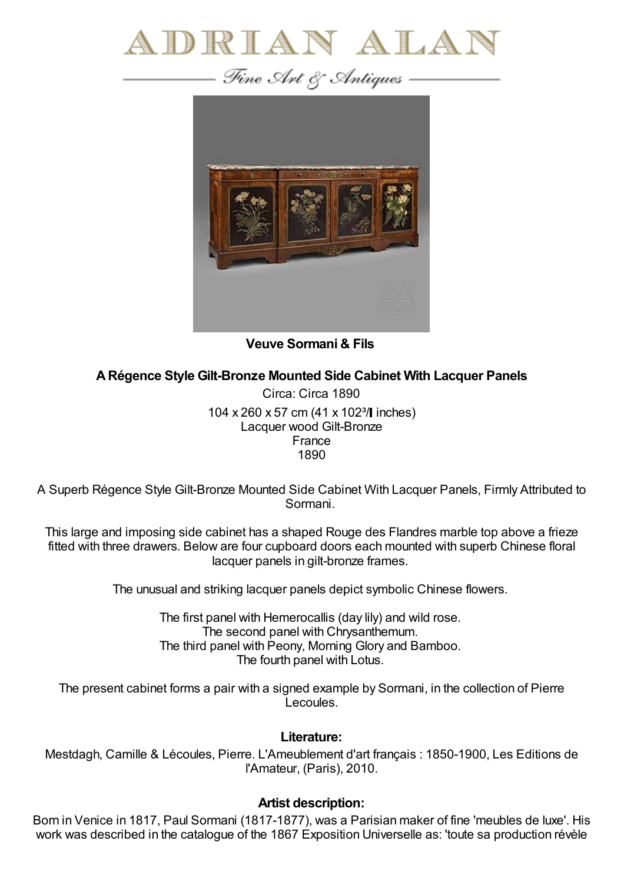# ADRIAN ALAN

*Fine Art & Antiques*

**Veuve Sormani & Fils**

**A Régence Style Gilt-Bronze Mounted Side Cabinet With Lacquer Panels**

Circa: Circa 1890

104 x 260 x 57 cm (41 x 102³/ inches)

Lacquer wood Gilt-Bronze

France

1890

A Superb Régence Style Gilt-Bronze Mounted Side Cabinet With Lacquer Panels, Firmly Attributed to Sormani.

This large and imposing side cabinet has a shaped Rouge des Flandres marble top above a frieze fitted with three drawers. Below are four cupboard doors each mounted with superb Chinese floral lacquer panels in gilt-bronze frames.

The unusual and striking lacquer panels depict symbolic Chinese flowers.

The first panel with Hemerocallis (day lily) and wild rose.
The second panel with Chrysanthemum.
The third panel with Peony, Morning Glory and Bamboo.
The fourth panel with Lotus.

The present cabinet forms a pair with a signed example by Sormani, in the collection of Pierre Lecoules.

**Literature:**

Mestdagh, Camille & Lécoules, Pierre. L'Ameublement d'art français : 1850-1900, Les Editions de l'Amateur, (Paris), 2010.

**Artist description:**

Born in Venice in 1817, Paul Sormani (1817-1877), was a Parisian maker of fine 'meubles de luxe'. His work was described in the catalogue of the 1867 Exposition Universelle as: 'toute sa production révèle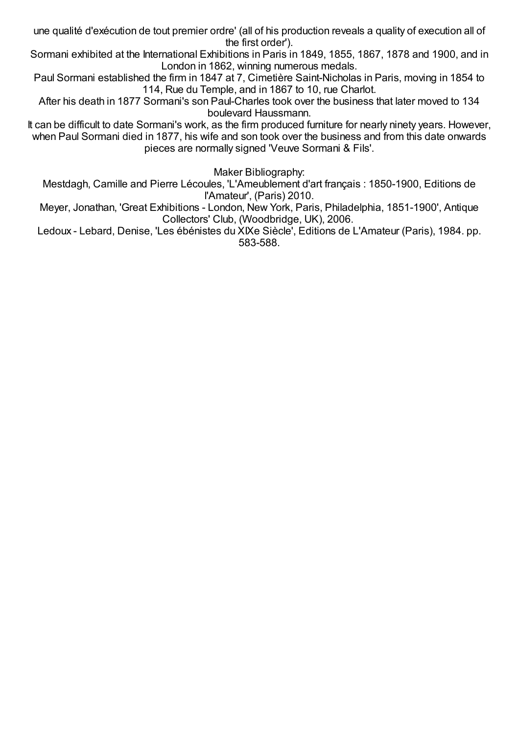une qualité d'exécution de tout premier ordre' (all of his production reveals a quality of execution all of the first order').

Sormani exhibited at the International Exhibitions in Paris in 1849, 1855, 1867, 1878 and 1900, and in London in 1862, winning numerous medals.

Paul Sormani established the firm in 1847 at 7, Cimetière Saint-Nicholas in Paris, moving in 1854 to 114, Rue du Temple, and in 1867 to 10, rue Charlot.

After his death in 1877 Sormani's son Paul-Charles took over the business that later moved to 134 boulevard Haussmann.

It can be difficult to date Sormani's work, as the firm produced furniture for nearly ninety years. However, when Paul Sormani died in 1877, his wife and son took over the business and from this date onwards pieces are normally signed 'Veuve Sormani & Fils'.

Maker Bibliography:

Mestdagh, Camille and Pierre Lécoules, 'L'Ameublement d'art français : 1850-1900, Editions de l'Amateur', (Paris) 2010.

Meyer, Jonathan, 'Great Exhibitions - London, New York, Paris, Philadelphia, 1851-1900', Antique Collectors' Club, (Woodbridge, UK), 2006.

Ledoux - Lebard, Denise, 'Les ébénistes du XIXe Siècle', Editions de L'Amateur (Paris), 1984. pp. 583-588.